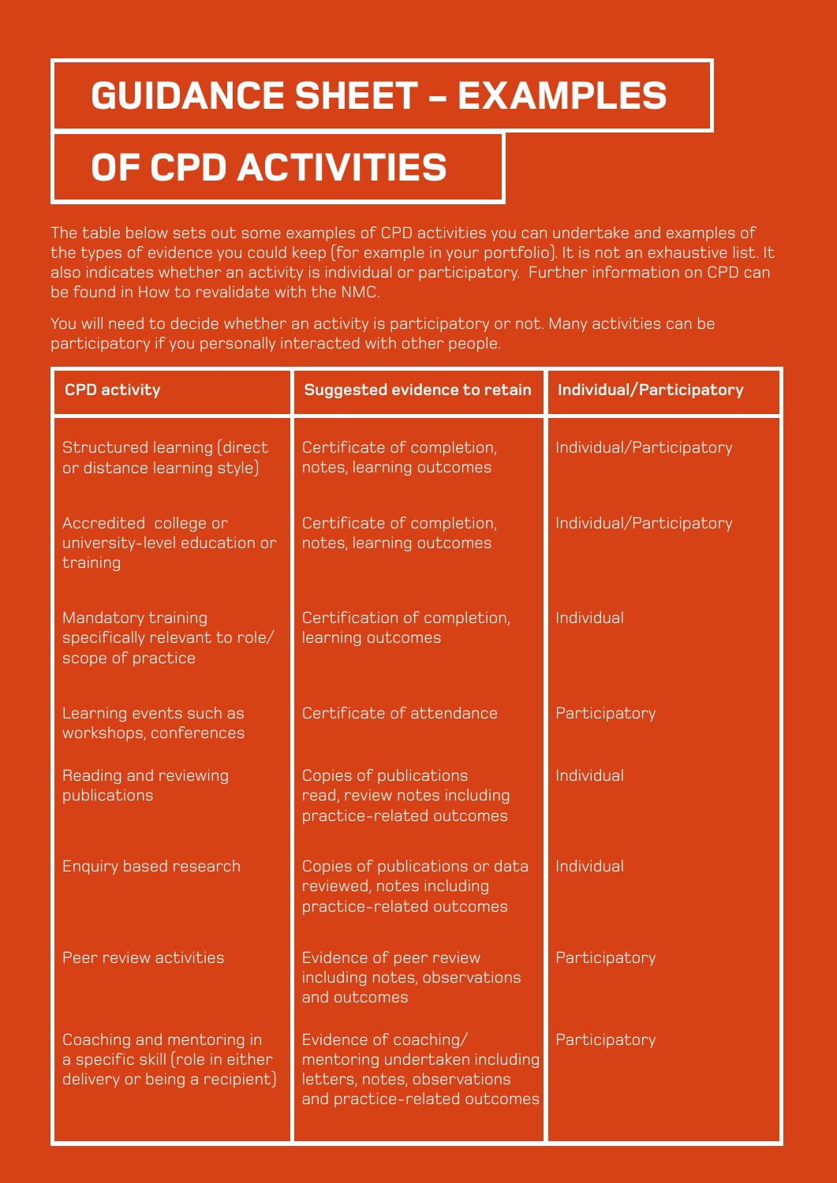# GUIDANCE SHEET – EXAMPLES OF CPD ACTIVITIES

The table below sets out some examples of CPD activities you can undertake and examples of the types of evidence you could keep (for example in your portfolio). It is not an exhaustive list. It also indicates whether an activity is individual or participatory. Further information on CPD can be found in How to revalidate with the NMC.

You will need to decide whether an activity is participatory or not. Many activities can be participatory if you personally interacted with other people.

| CPD activity | Suggested evidence to retain | Individual/Participatory |
| --- | --- | --- |
| Structured learning (direct or distance learning style) | Certificate of completion, notes, learning outcomes | Individual/Participatory |
| Accredited college or university-level education or training | Certificate of completion, notes, learning outcomes | Individual/Participatory |
| Mandatory training specifically relevant to role/ scope of practice | Certification of completion, learning outcomes | Individual |
| Learning events such as workshops, conferences | Certificate of attendance | Participatory |
| Reading and reviewing publications | Copies of publications read, review notes including practice-related outcomes | Individual |
| Enquiry based research | Copies of publications or data reviewed, notes including practice-related outcomes | Individual |
| Peer review activities | Evidence of peer review including notes, observations and outcomes | Participatory |
| Coaching and mentoring in a specific skill (role in either delivery or being a recipient) | Evidence of coaching/ mentoring undertaken including letters, notes, observations and practice-related outcomes | Participatory |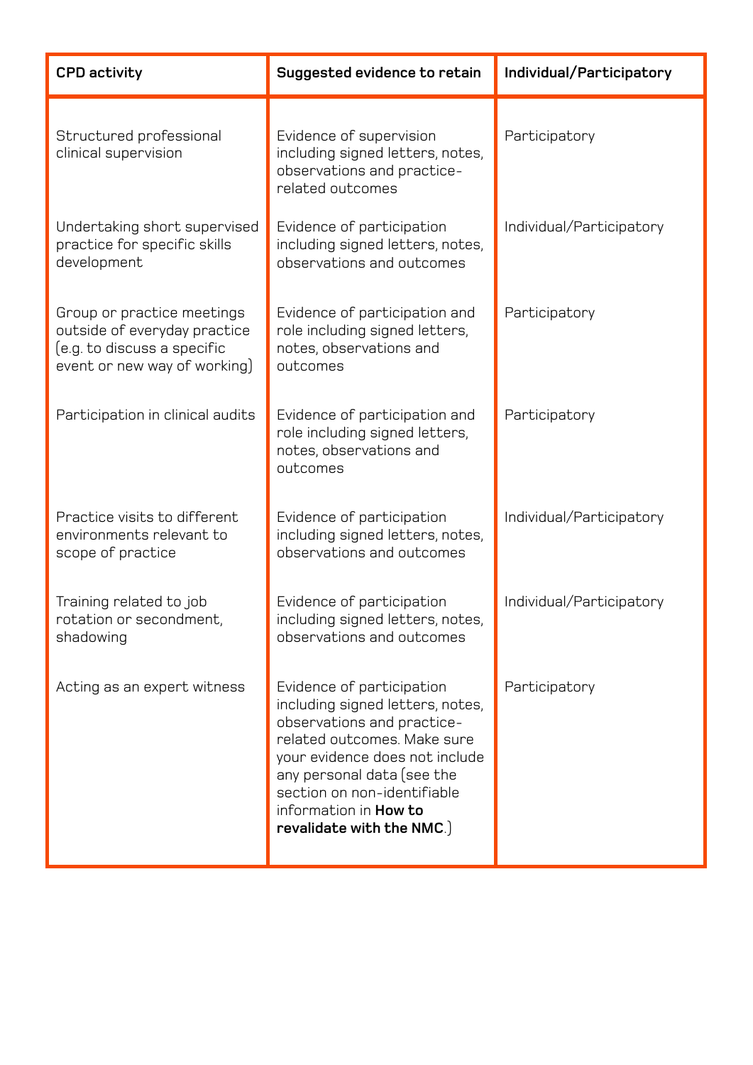| CPD activity | Suggested evidence to retain | Individual/Participatory |
|---|---|---|
| Structured professional clinical supervision | Evidence of supervision including signed letters, notes, observations and practice-related outcomes | Participatory |
| Undertaking short supervised practice for specific skills development | Evidence of participation including signed letters, notes, observations and outcomes | Individual/Participatory |
| Group or practice meetings outside of everyday practice (e.g. to discuss a specific event or new way of working) | Evidence of participation and role including signed letters, notes, observations and outcomes | Participatory |
| Participation in clinical audits | Evidence of participation and role including signed letters, notes, observations and outcomes | Participatory |
| Practice visits to different environments relevant to scope of practice | Evidence of participation including signed letters, notes, observations and outcomes | Individual/Participatory |
| Training related to job rotation or secondment, shadowing | Evidence of participation including signed letters, notes, observations and outcomes | Individual/Participatory |
| Acting as an expert witness | Evidence of participation including signed letters, notes, observations and practice-related outcomes. Make sure your evidence does not include any personal data (see the section on non-identifiable information in **How to revalidate with the NMC**.) | Participatory |